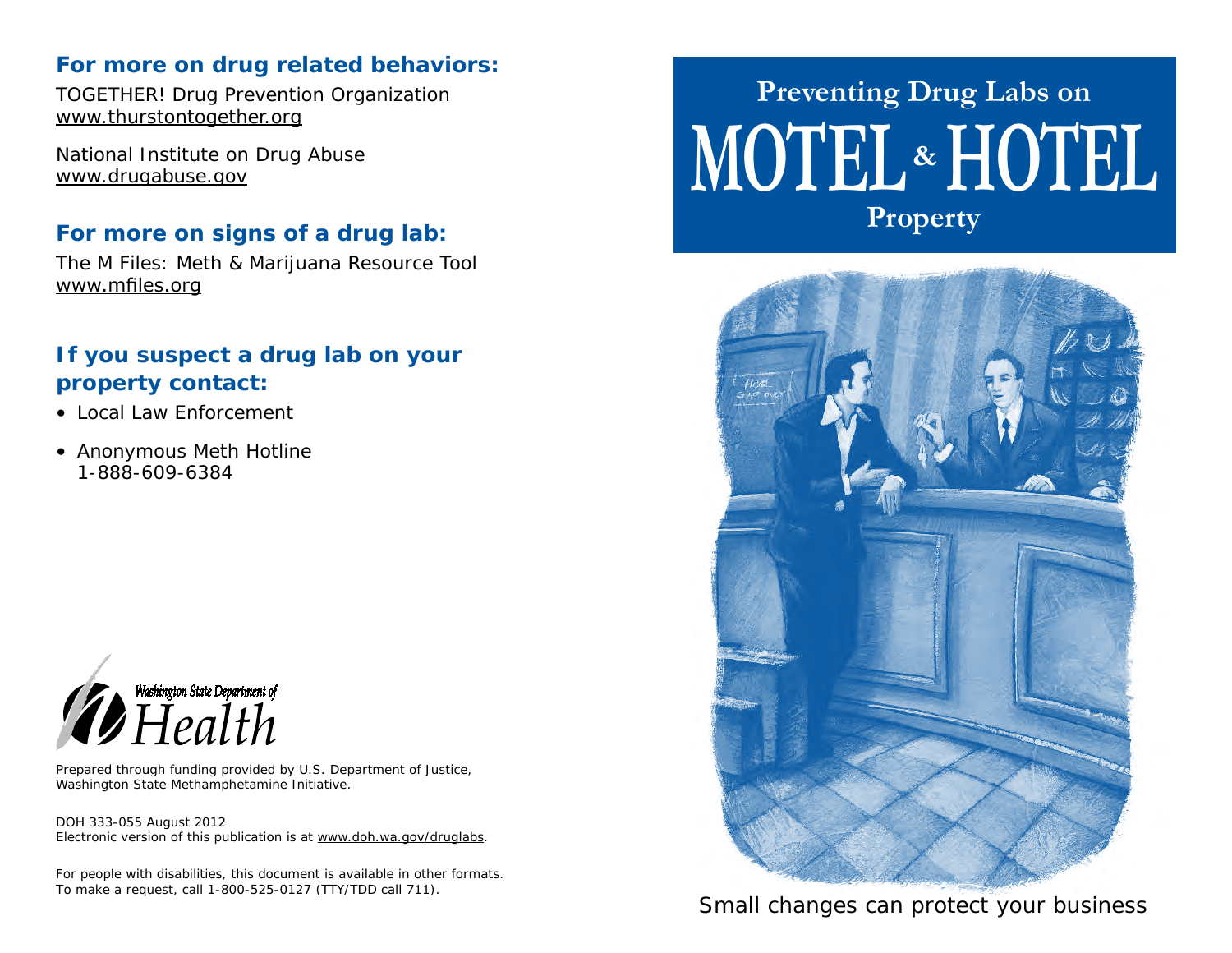### For more on drug related behaviors:

TOGETHER! Drug Prevention Organization
www.thurstontogether.org

National Institute on Drug Abuse
www.drugabuse.gov

### For more on signs of a drug lab:

The M Files: Meth & Marijuana Resource Tool
www.mfiles.org

### If you suspect a drug lab on your property contact:

- Local Law Enforcement
- Anonymous Meth Hotline
  1-888-609-6384

Washington State Department of Health

Prepared through funding provided by U.S. Department of Justice, Washington State Methamphetamine Initiative.

DOH 333-055 August 2012
Electronic version of this publication is at www.doh.wa.gov/druglabs.

For people with disabilities, this document is available in other formats. To make a request, call 1-800-525-0127 (TTY/TDD call 711).

# Preventing Drug Labs on MOTEL & HOTEL Property

Small changes can protect your business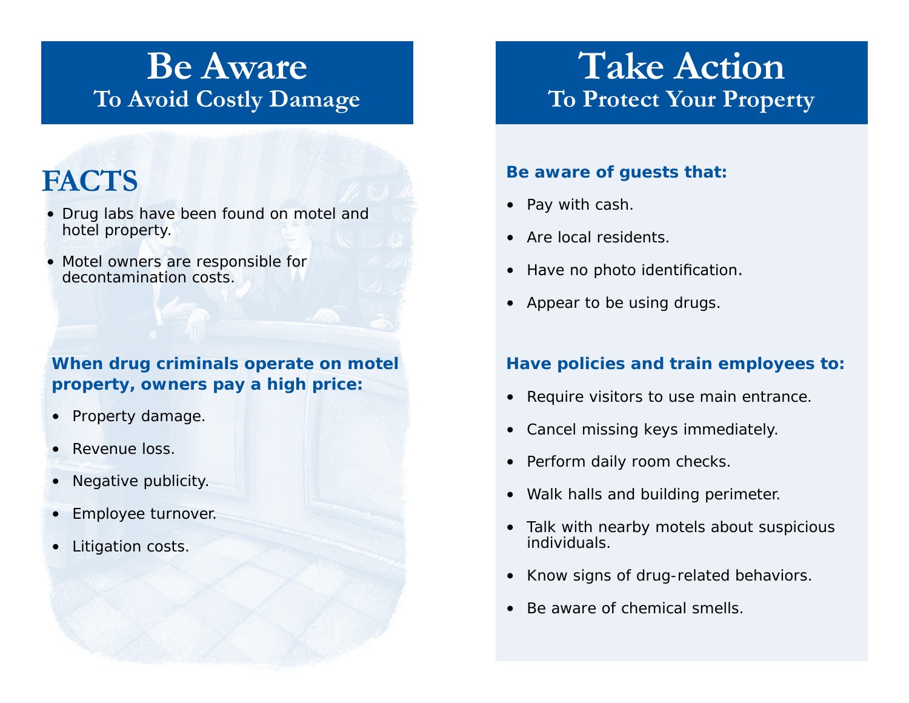# Be Aware

## To Avoid Costly Damage

## FACTS

- Drug labs have been found on motel and hotel property.
- Motel owners are responsible for decontamination costs.

**When drug criminals operate on motel property, owners pay a high price:**

- Property damage.
- Revenue loss.
- Negative publicity.
- Employee turnover.
- Litigation costs.

# Take Action

## To Protect Your Property

**Be aware of guests that:**

- Pay with cash.
- Are local residents.
- Have no photo identification.
- Appear to be using drugs.

**Have policies and train employees to:**

- Require visitors to use main entrance.
- Cancel missing keys immediately.
- Perform daily room checks.
- Walk halls and building perimeter.
- Talk with nearby motels about suspicious individuals.
- Know signs of drug-related behaviors.
- Be aware of chemical smells.